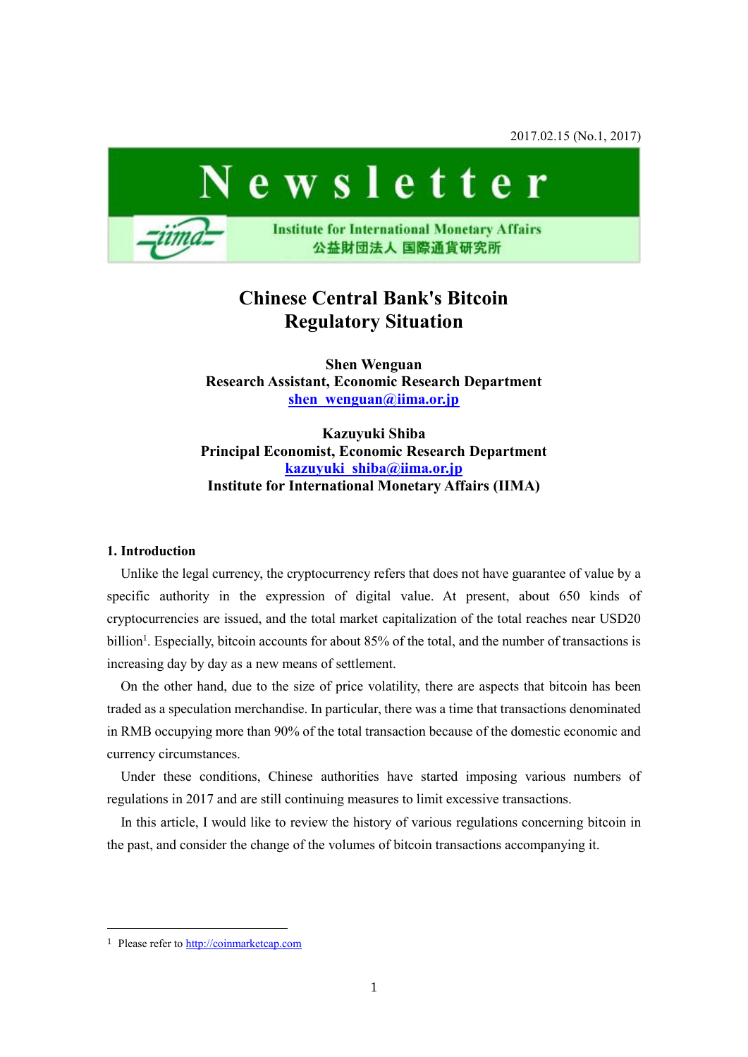2017.02.15 (No.1, 2017)

# Newsletter

Institute for International Monetary Affairs
公益財団法人 国際通貨研究所

## Chinese Central Bank's Bitcoin Regulatory Situation

**Shen Wenguan**
**Research Assistant, Economic Research Department**
shen_wenguan@iima.or.jp

**Kazuyuki Shiba**
**Principal Economist, Economic Research Department**
kazuyuki_shiba@iima.or.jp
**Institute for International Monetary Affairs (IIMA)**

### 1. Introduction

Unlike the legal currency, the cryptocurrency refers that does not have guarantee of value by a specific authority in the expression of digital value. At present, about 650 kinds of cryptocurrencies are issued, and the total market capitalization of the total reaches near USD20 billion[1]. Especially, bitcoin accounts for about 85% of the total, and the number of transactions is increasing day by day as a new means of settlement.

On the other hand, due to the size of price volatility, there are aspects that bitcoin has been traded as a speculation merchandise. In particular, there was a time that transactions denominated in RMB occupying more than 90% of the total transaction because of the domestic economic and currency circumstances.

Under these conditions, Chinese authorities have started imposing various numbers of regulations in 2017 and are still continuing measures to limit excessive transactions.

In this article, I would like to review the history of various regulations concerning bitcoin in the past, and consider the change of the volumes of bitcoin transactions accompanying it.

---

[1] Please refer to http://coinmarketcap.com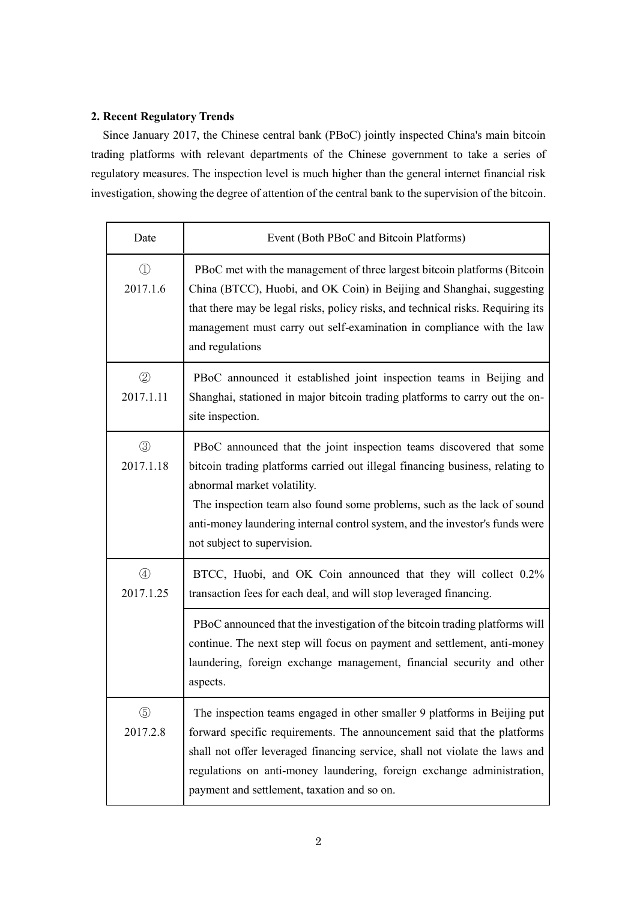## 2. Recent Regulatory Trends

Since January 2017, the Chinese central bank (PBoC) jointly inspected China's main bitcoin trading platforms with relevant departments of the Chinese government to take a series of regulatory measures. The inspection level is much higher than the general internet financial risk investigation, showing the degree of attention of the central bank to the supervision of the bitcoin.

| Date | Event (Both PBoC and Bitcoin Platforms) |
| --- | --- |
| ① 2017.1.6 | PBoC met with the management of three largest bitcoin platforms (Bitcoin China (BTCC), Huobi, and OK Coin) in Beijing and Shanghai, suggesting that there may be legal risks, policy risks, and technical risks. Requiring its management must carry out self-examination in compliance with the law and regulations |
| ② 2017.1.11 | PBoC announced it established joint inspection teams in Beijing and Shanghai, stationed in major bitcoin trading platforms to carry out the on-site inspection. |
| ③ 2017.1.18 | PBoC announced that the joint inspection teams discovered that some bitcoin trading platforms carried out illegal financing business, relating to abnormal market volatility.<br>The inspection team also found some problems, such as the lack of sound anti-money laundering internal control system, and the investor's funds were not subject to supervision. |
| ④ 2017.1.25 | BTCC, Huobi, and OK Coin announced that they will collect 0.2% transaction fees for each deal, and will stop leveraged financing. |
| | PBoC announced that the investigation of the bitcoin trading platforms will continue. The next step will focus on payment and settlement, anti-money laundering, foreign exchange management, financial security and other aspects. |
| ⑤ 2017.2.8 | The inspection teams engaged in other smaller 9 platforms in Beijing put forward specific requirements. The announcement said that the platforms shall not offer leveraged financing service, shall not violate the laws and regulations on anti-money laundering, foreign exchange administration, payment and settlement, taxation and so on. |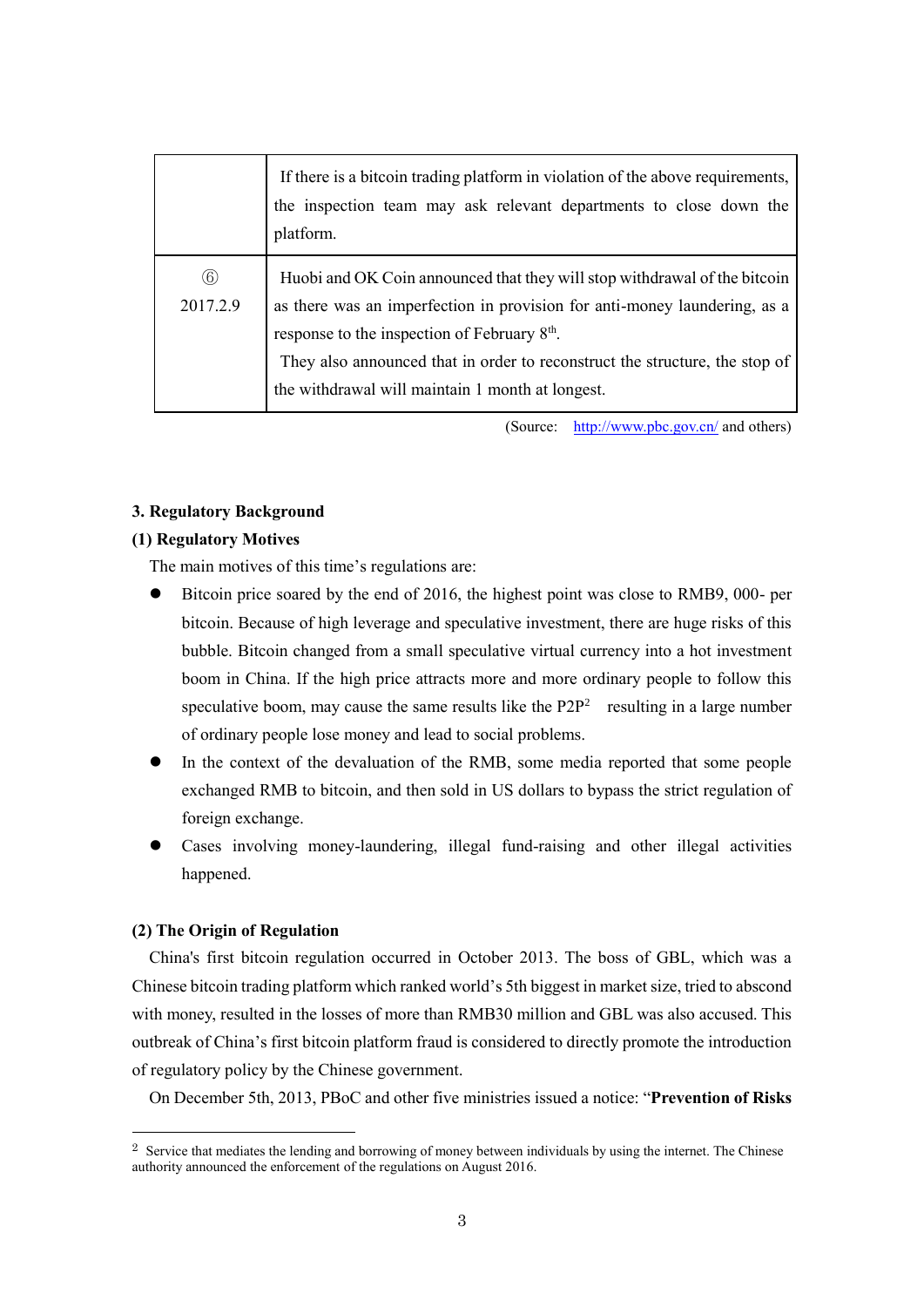| | |
|---|---|
| | If there is a bitcoin trading platform in violation of the above requirements, the inspection team may ask relevant departments to close down the platform. |
| ⑥<br>2017.2.9 | Huobi and OK Coin announced that they will stop withdrawal of the bitcoin as there was an imperfection in provision for anti-money laundering, as a response to the inspection of February 8th.<br>They also announced that in order to reconstruct the structure, the stop of the withdrawal will maintain 1 month at longest. |

(Source: http://www.pbc.gov.cn/ and others)

### 3. Regulatory Background

#### (1) Regulatory Motives

The main motives of this time's regulations are:

- Bitcoin price soared by the end of 2016, the highest point was close to RMB9, 000- per bitcoin. Because of high leverage and speculative investment, there are huge risks of this bubble. Bitcoin changed from a small speculative virtual currency into a hot investment boom in China. If the high price attracts more and more ordinary people to follow this speculative boom, may cause the same results like the P2P[2] resulting in a large number of ordinary people lose money and lead to social problems.
- In the context of the devaluation of the RMB, some media reported that some people exchanged RMB to bitcoin, and then sold in US dollars to bypass the strict regulation of foreign exchange.
- Cases involving money-laundering, illegal fund-raising and other illegal activities happened.

#### (2) The Origin of Regulation

China's first bitcoin regulation occurred in October 2013. The boss of GBL, which was a Chinese bitcoin trading platform which ranked world's 5th biggest in market size, tried to abscond with money, resulted in the losses of more than RMB30 million and GBL was also accused. This outbreak of China's first bitcoin platform fraud is considered to directly promote the introduction of regulatory policy by the Chinese government.

On December 5th, 2013, PBoC and other five ministries issued a notice: "**Prevention of Risks**

---

[2] Service that mediates the lending and borrowing of money between individuals by using the internet. The Chinese authority announced the enforcement of the regulations on August 2016.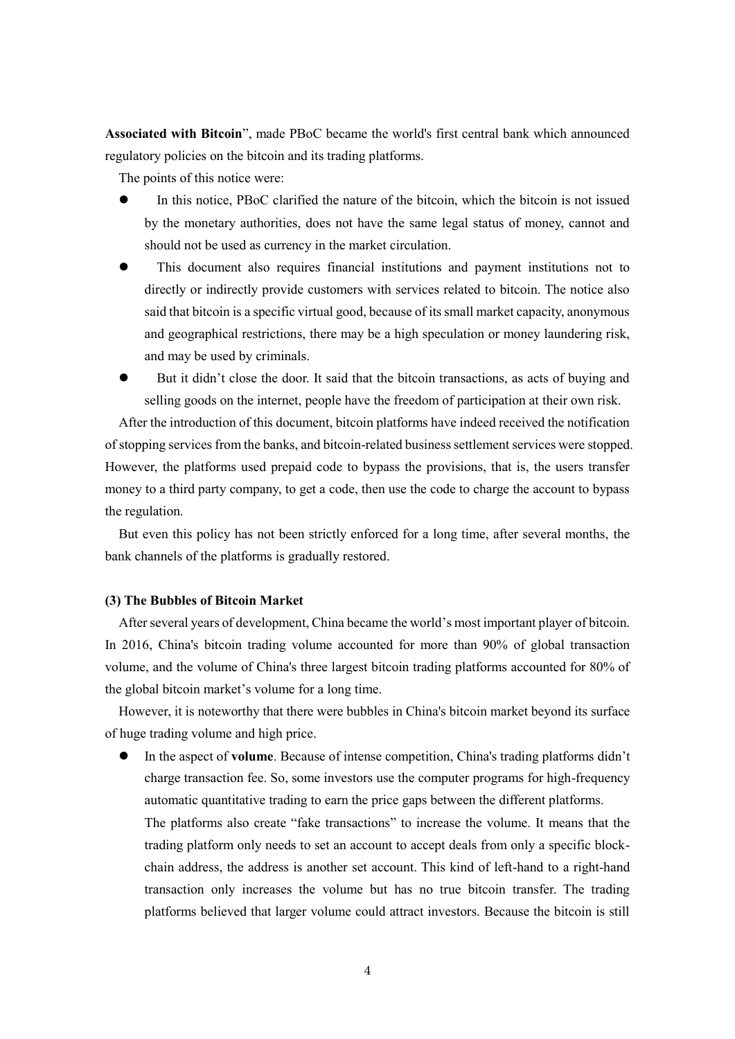**Associated with Bitcoin**", made PBoC became the world's first central bank which announced regulatory policies on the bitcoin and its trading platforms.

The points of this notice were:

- In this notice, PBoC clarified the nature of the bitcoin, which the bitcoin is not issued by the monetary authorities, does not have the same legal status of money, cannot and should not be used as currency in the market circulation.
- This document also requires financial institutions and payment institutions not to directly or indirectly provide customers with services related to bitcoin. The notice also said that bitcoin is a specific virtual good, because of its small market capacity, anonymous and geographical restrictions, there may be a high speculation or money laundering risk, and may be used by criminals.
- But it didn't close the door. It said that the bitcoin transactions, as acts of buying and selling goods on the internet, people have the freedom of participation at their own risk.

After the introduction of this document, bitcoin platforms have indeed received the notification of stopping services from the banks, and bitcoin-related business settlement services were stopped. However, the platforms used prepaid code to bypass the provisions, that is, the users transfer money to a third party company, to get a code, then use the code to charge the account to bypass the regulation.

But even this policy has not been strictly enforced for a long time, after several months, the bank channels of the platforms is gradually restored.

**(3) The Bubbles of Bitcoin Market**

After several years of development, China became the world's most important player of bitcoin. In 2016, China's bitcoin trading volume accounted for more than 90% of global transaction volume, and the volume of China's three largest bitcoin trading platforms accounted for 80% of the global bitcoin market's volume for a long time.

However, it is noteworthy that there were bubbles in China's bitcoin market beyond its surface of huge trading volume and high price.

- In the aspect of **volume**. Because of intense competition, China's trading platforms didn't charge transaction fee. So, some investors use the computer programs for high-frequency automatic quantitative trading to earn the price gaps between the different platforms.

  The platforms also create "fake transactions" to increase the volume. It means that the trading platform only needs to set an account to accept deals from only a specific block-chain address, the address is another set account. This kind of left-hand to a right-hand transaction only increases the volume but has no true bitcoin transfer. The trading platforms believed that larger volume could attract investors. Because the bitcoin is still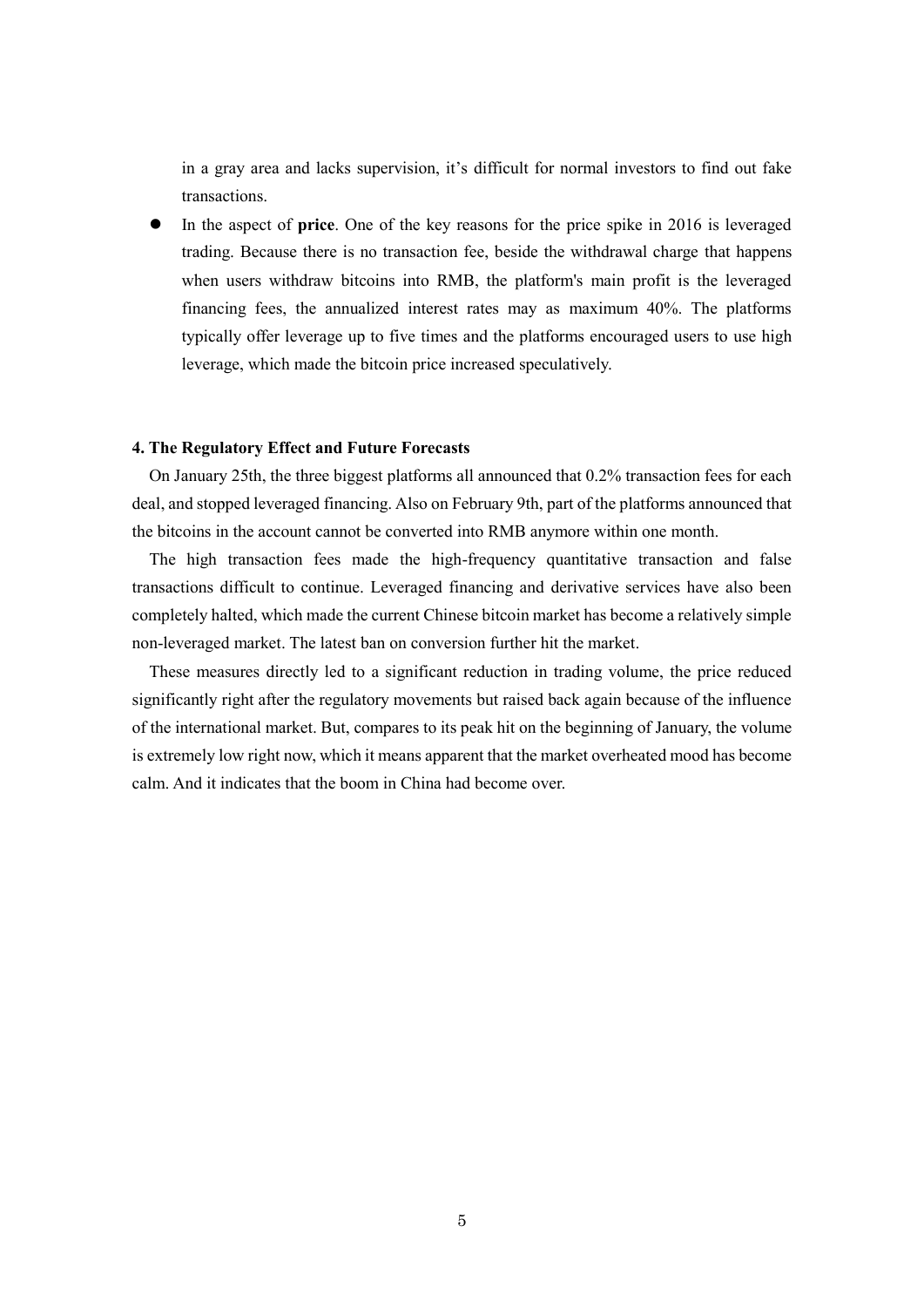in a gray area and lacks supervision, it's difficult for normal investors to find out fake transactions.

- In the aspect of **price**. One of the key reasons for the price spike in 2016 is leveraged trading. Because there is no transaction fee, beside the withdrawal charge that happens when users withdraw bitcoins into RMB, the platform's main profit is the leveraged financing fees, the annualized interest rates may as maximum 40%. The platforms typically offer leverage up to five times and the platforms encouraged users to use high leverage, which made the bitcoin price increased speculatively.

### 4. The Regulatory Effect and Future Forecasts

On January 25th, the three biggest platforms all announced that 0.2% transaction fees for each deal, and stopped leveraged financing. Also on February 9th, part of the platforms announced that the bitcoins in the account cannot be converted into RMB anymore within one month.

The high transaction fees made the high-frequency quantitative transaction and false transactions difficult to continue. Leveraged financing and derivative services have also been completely halted, which made the current Chinese bitcoin market has become a relatively simple non-leveraged market. The latest ban on conversion further hit the market.

These measures directly led to a significant reduction in trading volume, the price reduced significantly right after the regulatory movements but raised back again because of the influence of the international market. But, compares to its peak hit on the beginning of January, the volume is extremely low right now, which it means apparent that the market overheated mood has become calm. And it indicates that the boom in China had become over.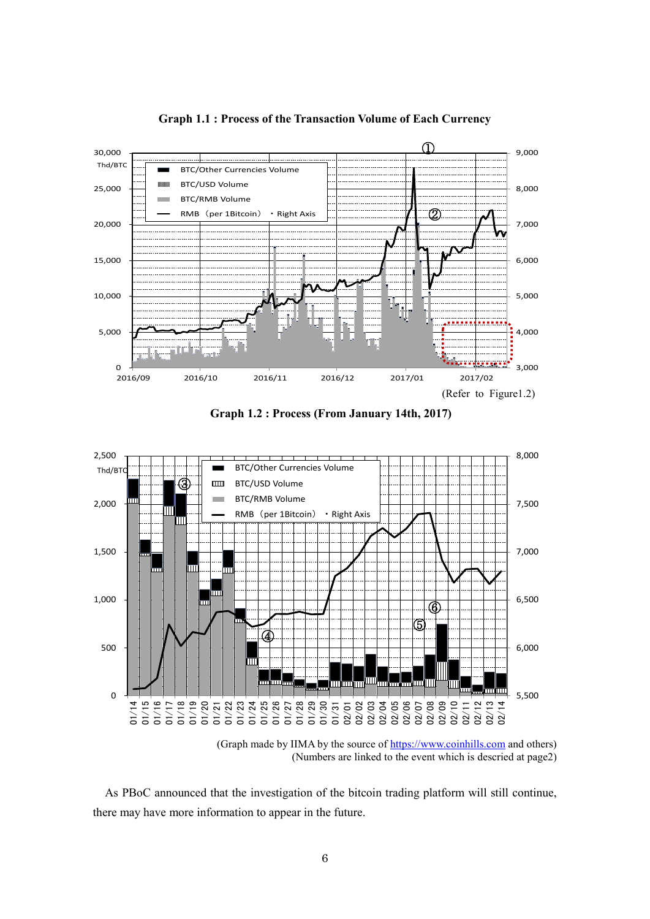**Graph 1.1 : Process of the Transaction Volume of Each Currency**

(Refer to Figure1.2)

**Graph 1.2 : Process (From January 14th, 2017)**

(Graph made by IIMA by the source of https://www.coinhills.com and others)
(Numbers are linked to the event which is descried at page2)

As PBoC announced that the investigation of the bitcoin trading platform will still continue, there may have more information to appear in the future.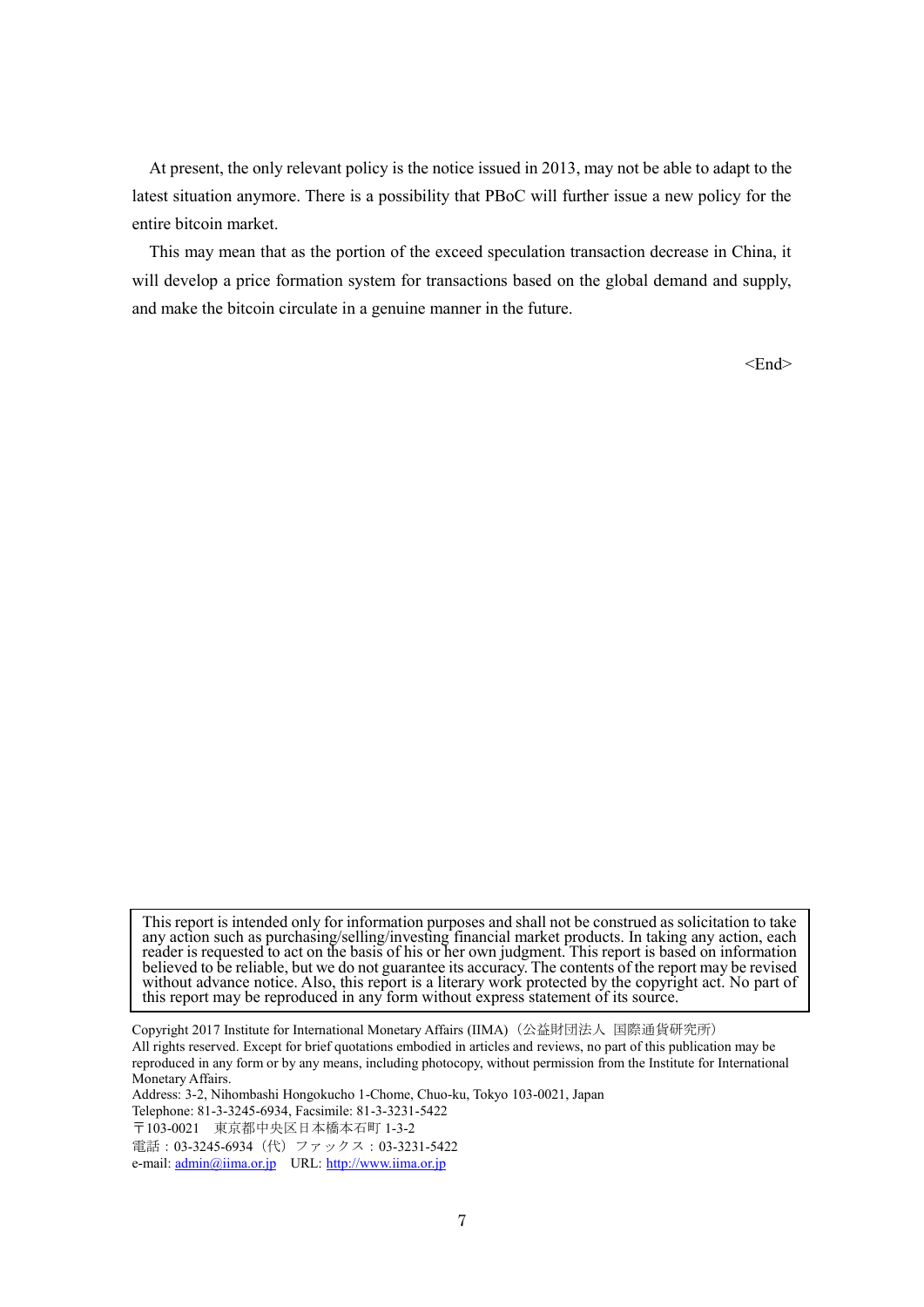At present, the only relevant policy is the notice issued in 2013, may not be able to adapt to the latest situation anymore. There is a possibility that PBoC will further issue a new policy for the entire bitcoin market.

This may mean that as the portion of the exceed speculation transaction decrease in China, it will develop a price formation system for transactions based on the global demand and supply, and make the bitcoin circulate in a genuine manner in the future.

<End>

This report is intended only for information purposes and shall not be construed as solicitation to take any action such as purchasing/selling/investing financial market products. In taking any action, each reader is requested to act on the basis of his or her own judgment. This report is based on information believed to be reliable, but we do not guarantee its accuracy. The contents of the report may be revised without advance notice. Also, this report is a literary work protected by the copyright act. No part of this report may be reproduced in any form without express statement of its source.

Copyright 2017 Institute for International Monetary Affairs (IIMA)（公益財団法人 国際通貨研究所）
All rights reserved. Except for brief quotations embodied in articles and reviews, no part of this publication may be reproduced in any form or by any means, including photocopy, without permission from the Institute for International Monetary Affairs.
Address: 3-2, Nihombashi Hongokucho 1-Chome, Chuo-ku, Tokyo 103-0021, Japan
Telephone: 81-3-3245-6934, Facsimile: 81-3-3231-5422
〒103-0021　東京都中央区日本橋本石町 1-3-2
電話：03-3245-6934（代）ファックス：03-3231-5422
e-mail: admin@iima.or.jp　URL: http://www.iima.or.jp